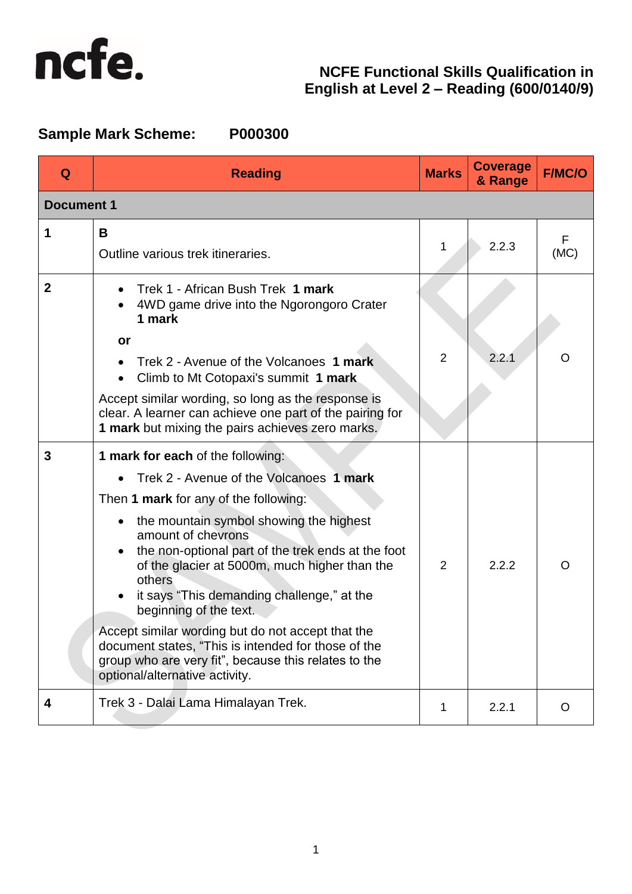ncfe.

**NCFE Functional Skills Qualification in English at Level 2 – Reading (600/0140/9)**

**Sample Mark Scheme: P000300**

| Q | Reading | Marks | Coverage & Range | F/MC/O |
|---|---|---|---|---|
| **Document 1** | | | | |
| **1** | **B**<br>Outline various trek itineraries. | 1 | 2.2.3 | F (MC) |
| **2** | • Trek 1 - African Bush Trek **1 mark**<br>• 4WD game drive into the Ngorongoro Crater **1 mark**<br>**or**<br>• Trek 2 - Avenue of the Volcanoes **1 mark**<br>• Climb to Mt Cotopaxi's summit **1 mark**<br>Accept similar wording, so long as the response is clear. A learner can achieve one part of the pairing for **1 mark** but mixing the pairs achieves zero marks. | 2 | 2.2.1 | O |
| **3** | **1 mark for each** of the following:<br>• Trek 2 - Avenue of the Volcanoes **1 mark**<br>Then **1 mark** for any of the following:<br>• the mountain symbol showing the highest amount of chevrons<br>• the non-optional part of the trek ends at the foot of the glacier at 5000m, much higher than the others<br>• it says "This demanding challenge," at the beginning of the text.<br>Accept similar wording but do not accept that the document states, "This is intended for those of the group who are very fit", because this relates to the optional/alternative activity. | 2 | 2.2.2 | O |
| **4** | Trek 3 - Dalai Lama Himalayan Trek. | 1 | 2.2.1 | O |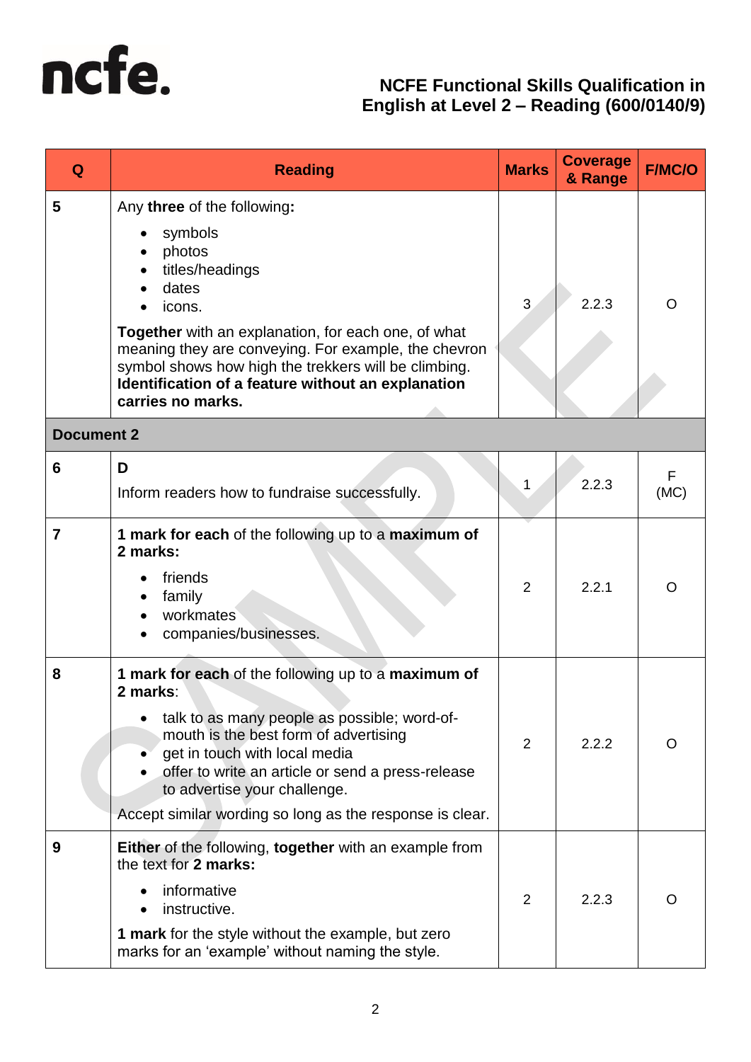# NCFE Functional Skills Qualification in English at Level 2 – Reading (600/0140/9)

| Q | Reading | Marks | Coverage & Range | F/MC/O |
|---|---|---|---|---|
| 5 | Any **three** of the following**:**<br>• symbols<br>• photos<br>• titles/headings<br>• dates<br>• icons.<br><br>**Together** with an explanation, for each one, of what meaning they are conveying. For example, the chevron symbol shows how high the trekkers will be climbing. **Identification of a feature without an explanation carries no marks.** | 3 | 2.2.3 | O |
| **Document 2** | | | | |
| 6 | **D**<br>Inform readers how to fundraise successfully. | 1 | 2.2.3 | F (MC) |
| 7 | **1 mark for each** of the following up to a **maximum of 2 marks:**<br>• friends<br>• family<br>• workmates<br>• companies/businesses. | 2 | 2.2.1 | O |
| 8 | **1 mark for each** of the following up to a **maximum of 2 marks**:<br>• talk to as many people as possible; word-of-mouth is the best form of advertising<br>• get in touch with local media<br>• offer to write an article or send a press-release to advertise your challenge.<br><br>Accept similar wording so long as the response is clear. | 2 | 2.2.2 | O |
| 9 | **Either** of the following, **together** with an example from the text for **2 marks:**<br>• informative<br>• instructive.<br><br>**1 mark** for the style without the example, but zero marks for an 'example' without naming the style. | 2 | 2.2.3 | O |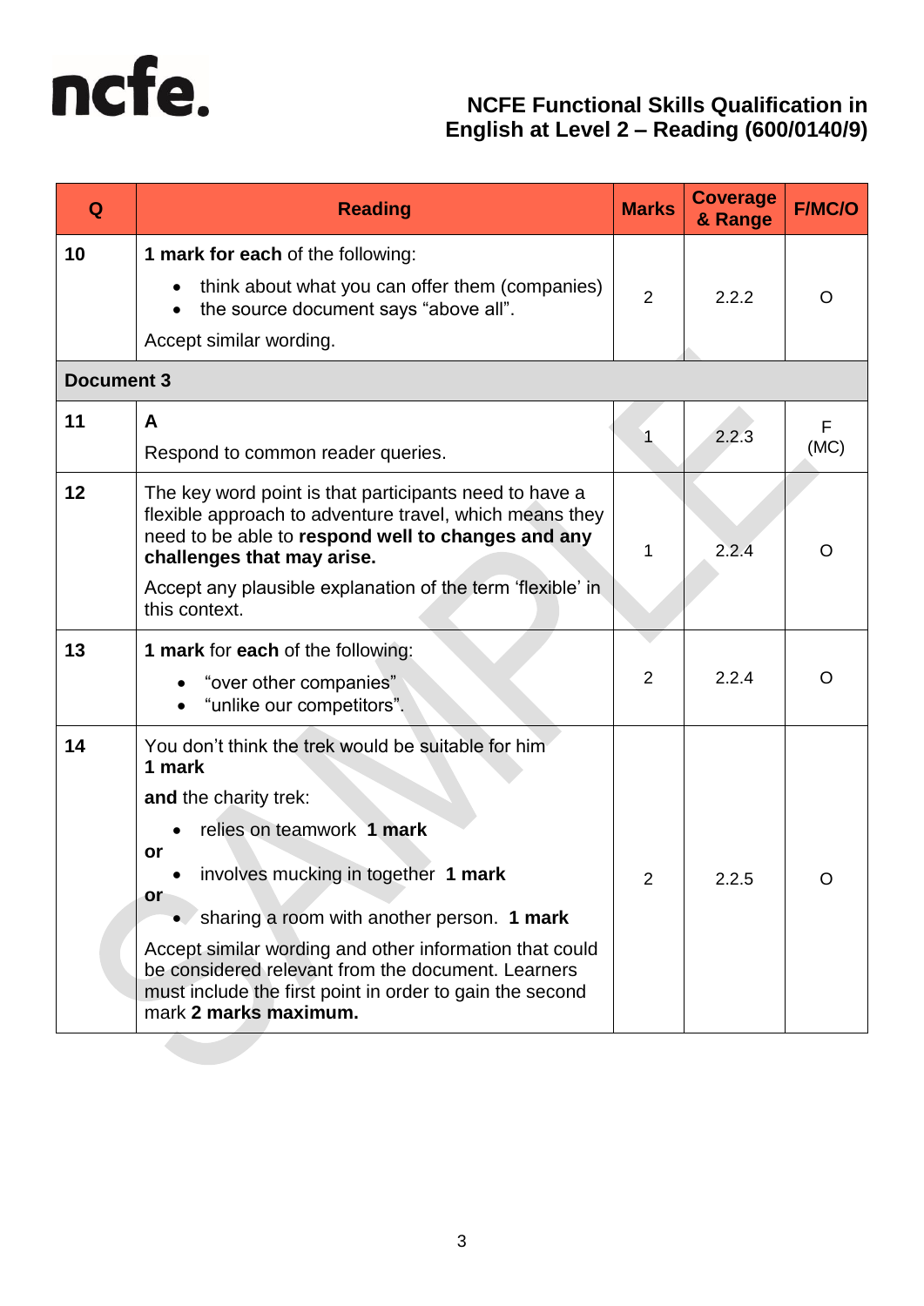# NCFE Functional Skills Qualification in English at Level 2 – Reading (600/0140/9)

| Q | Reading | Marks | Coverage & Range | F/MC/O |
|---|---|---|---|---|
| 10 | **1 mark for each** of the following:<br>• think about what you can offer them (companies)<br>• the source document says "above all".<br>Accept similar wording. | 2 | 2.2.2 | O |
| **Document 3** | | | | |
| 11 | **A**<br>Respond to common reader queries. | 1 | 2.2.3 | F (MC) |
| 12 | The key word point is that participants need to have a flexible approach to adventure travel, which means they need to be able to **respond well to changes and any challenges that may arise.**<br>Accept any plausible explanation of the term 'flexible' in this context. | 1 | 2.2.4 | O |
| 13 | **1 mark** for **each** of the following:<br>• "over other companies"<br>• "unlike our competitors". | 2 | 2.2.4 | O |
| 14 | You don't think the trek would be suitable for him **1 mark**<br>**and** the charity trek:<br>• relies on teamwork **1 mark**<br>**or**<br>• involves mucking in together **1 mark**<br>**or**<br>• sharing a room with another person. **1 mark**<br>Accept similar wording and other information that could be considered relevant from the document. Learners must include the first point in order to gain the second mark **2 marks maximum.** | 2 | 2.2.5 | O |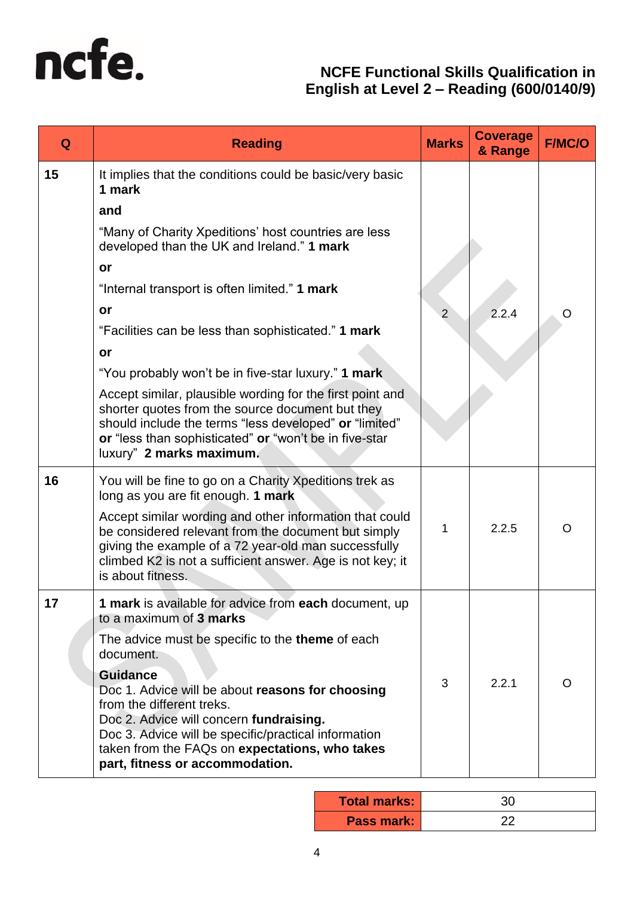**NCFE Functional Skills Qualification in English at Level 2 – Reading (600/0140/9)**

| Q | Reading | Marks | Coverage & Range | F/MC/O |
|---|---|---|---|---|
| **15** | It implies that the conditions could be basic/very basic **1 mark**<br><br>**and**<br><br>"Many of Charity Xpeditions' host countries are less developed than the UK and Ireland." **1 mark**<br><br>**or**<br><br>"Internal transport is often limited." **1 mark**<br><br>**or**<br><br>"Facilities can be less than sophisticated." **1 mark**<br><br>**or**<br><br>"You probably won't be in five-star luxury." **1 mark**<br><br>Accept similar, plausible wording for the first point and shorter quotes from the source document but they should include the terms "less developed" **or** "limited" **or** "less than sophisticated" **or** "won't be in five-star luxury" **2 marks maximum.** | 2 | 2.2.4 | O |
| **16** | You will be fine to go on a Charity Xpeditions trek as long as you are fit enough. **1 mark**<br><br>Accept similar wording and other information that could be considered relevant from the document but simply giving the example of a 72 year-old man successfully climbed K2 is not a sufficient answer. Age is not key; it is about fitness. | 1 | 2.2.5 | O |
| **17** | **1 mark** is available for advice from **each** document, up to a maximum of **3 marks**<br><br>The advice must be specific to the **theme** of each document.<br><br>**Guidance**<br>Doc 1. Advice will be about **reasons for choosing** from the different treks.<br>Doc 2. Advice will concern **fundraising.**<br>Doc 3. Advice will be specific/practical information taken from the FAQs on **expectations, who takes part, fitness or accommodation.** | 3 | 2.2.1 | O |

| **Total marks:** | 30 |
|---|---|
| **Pass mark:** | 22 |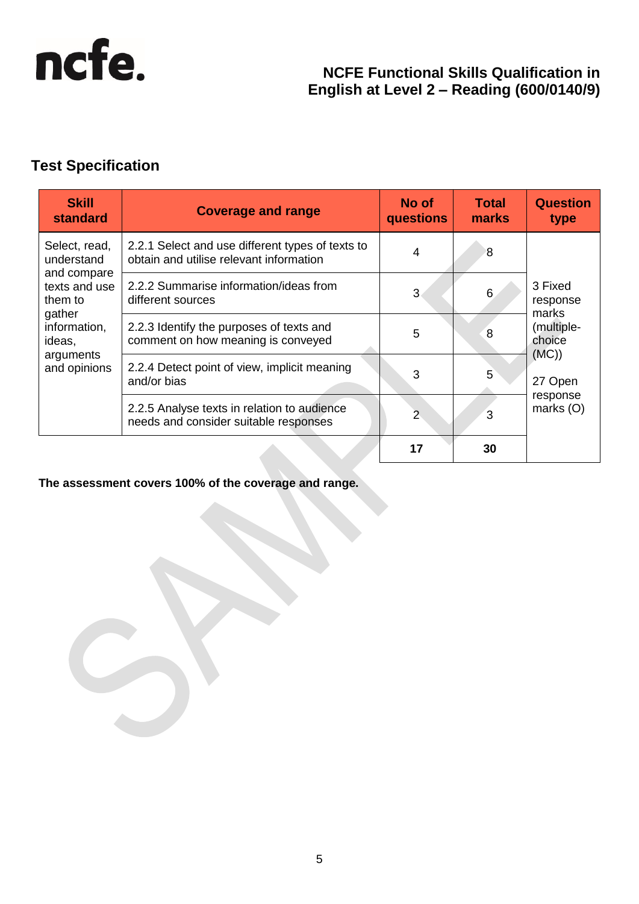**NCFE Functional Skills Qualification in English at Level 2 – Reading (600/0140/9)**

## Test Specification

| Skill standard | Coverage and range | No of questions | Total marks | Question type |
|---|---|---|---|---|
| Select, read, understand and compare texts and use them to gather information, ideas, arguments and opinions | 2.2.1 Select and use different types of texts to obtain and utilise relevant information | 4 | 8 | 3 Fixed response marks (multiple-choice (MC)) 27 Open response marks (O) |
| | 2.2.2 Summarise information/ideas from different sources | 3 | 6 | |
| | 2.2.3 Identify the purposes of texts and comment on how meaning is conveyed | 5 | 8 | |
| | 2.2.4 Detect point of view, implicit meaning and/or bias | 3 | 5 | |
| | 2.2.5 Analyse texts in relation to audience needs and consider suitable responses | 2 | 3 | |
| | | **17** | **30** | |

**The assessment covers 100% of the coverage and range.**